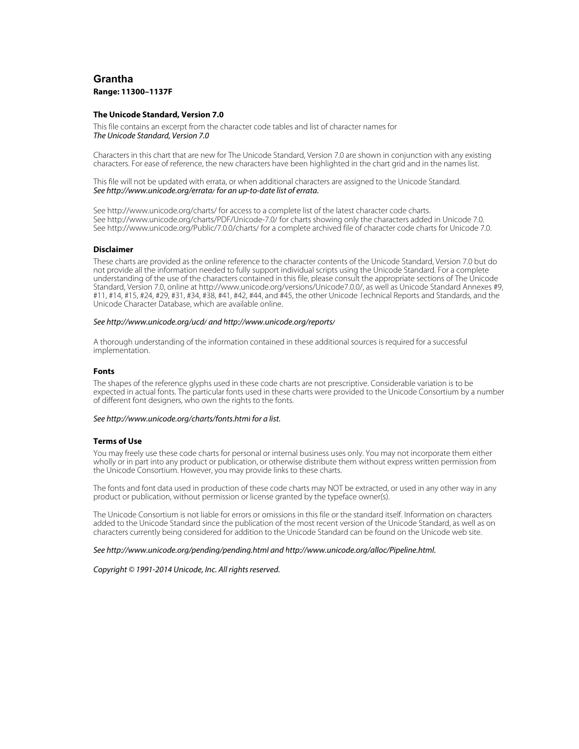# Grantha

**Range: 11300–1137F**

### The Unicode Standard, Version 7.0

This file contains an excerpt from the character code tables and list of character names for
*The Unicode Standard, Version 7.0*

Characters in this chart that are new for The Unicode Standard, Version 7.0 are shown in conjunction with any existing characters. For ease of reference, the new characters have been highlighted in the chart grid and in the names list.

This file will not be updated with errata, or when additional characters are assigned to the Unicode Standard.
*See http://www.unicode.org/errata/ for an up-to-date list of errata.*

See http://www.unicode.org/charts/ for access to a complete list of the latest character code charts.
See http://www.unicode.org/charts/PDF/Unicode-7.0/ for charts showing only the characters added in Unicode 7.0.
See http://www.unicode.org/Public/7.0.0/charts/ for a complete archived file of character code charts for Unicode 7.0.

### Disclaimer

These charts are provided as the online reference to the character contents of the Unicode Standard, Version 7.0 but do not provide all the information needed to fully support individual scripts using the Unicode Standard. For a complete understanding of the use of the characters contained in this file, please consult the appropriate sections of The Unicode Standard, Version 7.0, online at http://www.unicode.org/versions/Unicode7.0.0/, as well as Unicode Standard Annexes #9, #11, #14, #15, #24, #29, #31, #34, #38, #41, #42, #44, and #45, the other Unicode Technical Reports and Standards, and the Unicode Character Database, which are available online.

*See http://www.unicode.org/ucd/ and http://www.unicode.org/reports/*

A thorough understanding of the information contained in these additional sources is required for a successful implementation.

### Fonts

The shapes of the reference glyphs used in these code charts are not prescriptive. Considerable variation is to be expected in actual fonts. The particular fonts used in these charts were provided to the Unicode Consortium by a number of different font designers, who own the rights to the fonts.

*See http://www.unicode.org/charts/fonts.html for a list.*

### Terms of Use

You may freely use these code charts for personal or internal business uses only. You may not incorporate them either wholly or in part into any product or publication, or otherwise distribute them without express written permission from the Unicode Consortium. However, you may provide links to these charts.

The fonts and font data used in production of these code charts may NOT be extracted, or used in any other way in any product or publication, without permission or license granted by the typeface owner(s).

The Unicode Consortium is not liable for errors or omissions in this file or the standard itself. Information on characters added to the Unicode Standard since the publication of the most recent version of the Unicode Standard, as well as on characters currently being considered for addition to the Unicode Standard can be found on the Unicode web site.

*See http://www.unicode.org/pending/pending.html and http://www.unicode.org/alloc/Pipeline.html.*

*Copyright © 1991-2014 Unicode, Inc. All rights reserved.*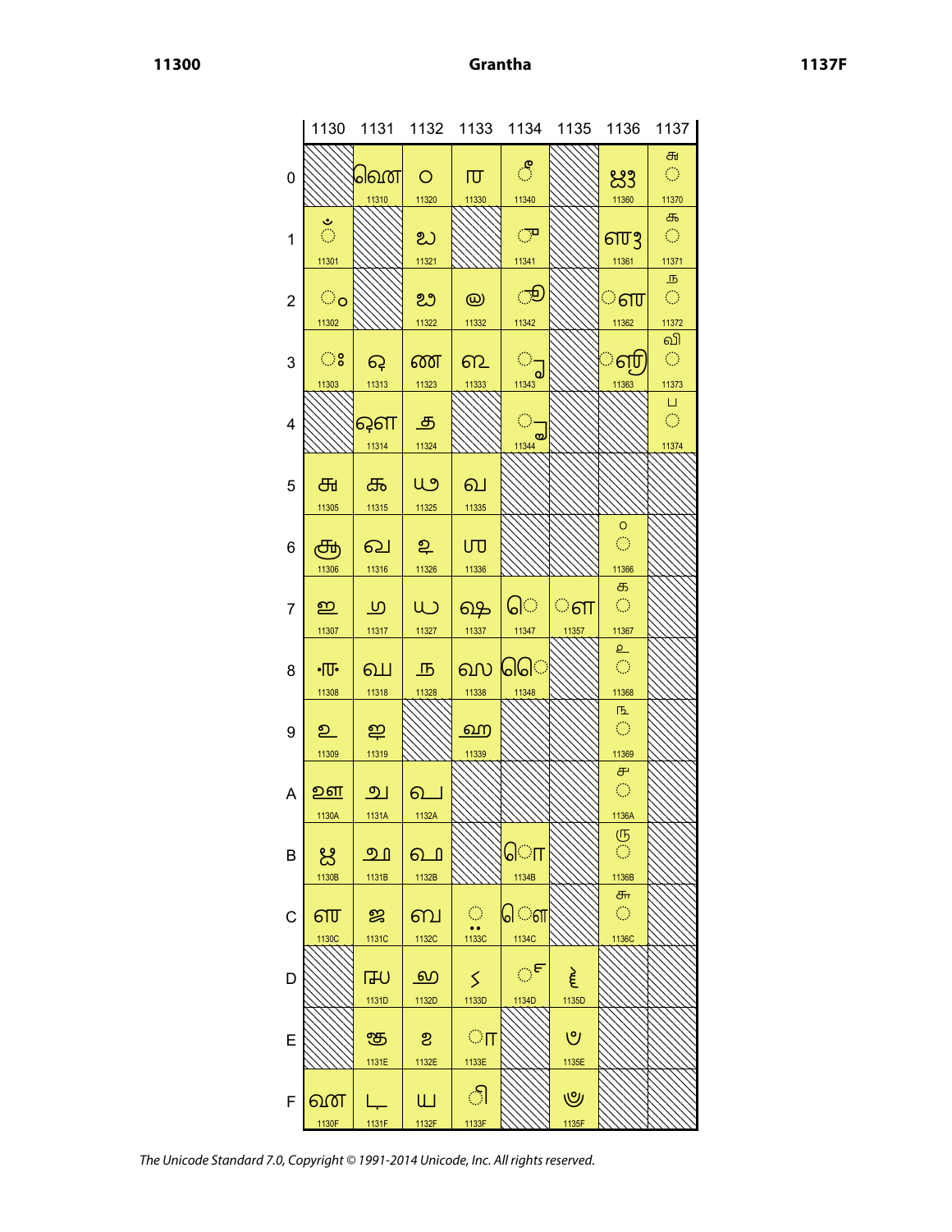# Grantha

| | 1130 | 1131 | 1132 | 1133 | 1134 | 1135 | 1136 | 1137 |
|---|---|---|---|---|---|---|---|---|
| 0 | | 𑌐 11310 | 𑌠 11320 | 𑌰 11330 | ◌𑍀 11340 | | 𑍠 11360 | ◌𑍰 11370 |
| 1 | ◌𑌁 11301 | | 𑌡 11321 | | ◌𑍁 11341 | | 𑍡 11361 | ◌𑍱 11371 |
| 2 | ◌𑌂 11302 | | 𑌢 11322 | 𑌲 11332 | ◌𑍂 11342 | | ◌𑍢 11362 | ◌𑍲 11372 |
| 3 | ◌𑌃 11303 | 𑌓 11313 | 𑌣 11323 | 𑌳 11333 | ◌𑍃 11343 | | ◌𑍣 11363 | ◌𑍳 11373 |
| 4 | | 𑌔 11314 | 𑌤 11324 | | ◌𑍄 11344 | | | ◌𑍴 11374 |
| 5 | 𑌅 11305 | 𑌕 11315 | 𑌥 11325 | 𑌵 11335 | | | | |
| 6 | 𑌆 11306 | 𑌖 11316 | 𑌦 11326 | 𑌶 11336 | | | ◌𑍦 11366 | |
| 7 | 𑌇 11307 | 𑌗 11317 | 𑌧 11327 | 𑌷 11337 | ◌𑍇 11347 | ◌𑍗 11357 | ◌𑍧 11367 | |
| 8 | 𑌈 11308 | 𑌘 11318 | 𑌨 11328 | 𑌸 11338 | ◌𑍈 11348 | | ◌𑍨 11368 | |
| 9 | 𑌉 11309 | 𑌙 11319 | | 𑌹 11339 | | | ◌𑍩 11369 | |
| A | 𑌊 1130A | 𑌚 1131A | 𑌪 1132A | | | | ◌𑍪 1136A | |
| B | 𑌋 1130B | 𑌛 1131B | 𑌫 1132B | | ◌𑍋 1134B | | ◌𑍫 1136B | |
| C | 𑌌 1130C | 𑌜 1131C | 𑌬 1132C | ◌𑌼 1133C | ◌𑍌 1134C | | ◌𑍬 1136C | |
| D | | 𑌝 1131D | 𑌭 1132D | 𑌽 1133D | ◌𑍍 1134D | 𑍝 1135D | | |
| E | | 𑌞 1131E | 𑌮 1132E | ◌𑌾 1133E | | 𑍞 1135E | | |
| F | 𑌏 1130F | 𑌟 1131F | 𑌯 1132F | ◌𑌿 1133F | | 𑍟 1135F | | |

*The Unicode Standard 7.0, Copyright © 1991-2014 Unicode, Inc. All rights reserved.*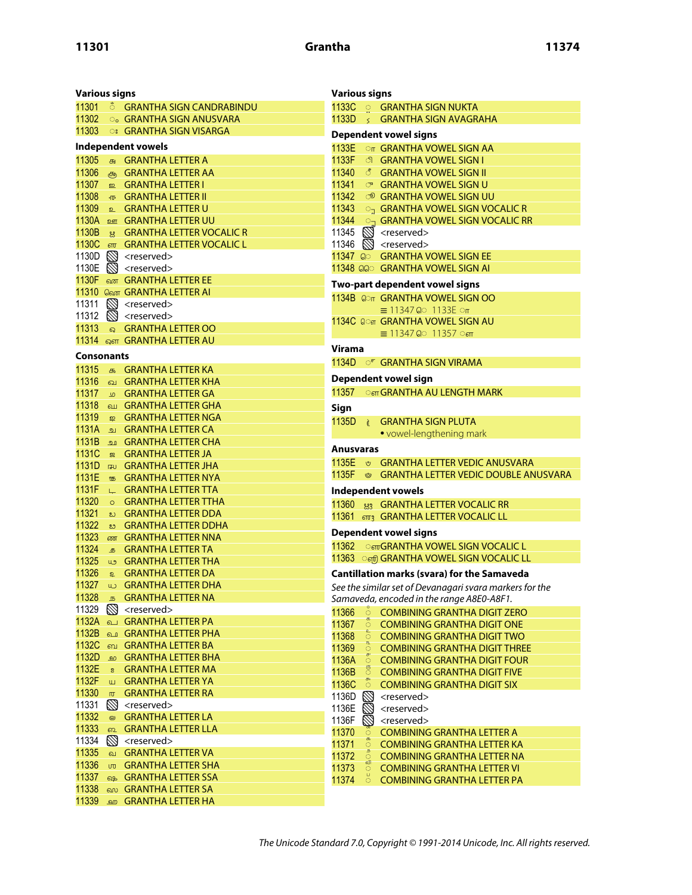## Various signs

| | | |
|---|---|---|
| 11301 | 𑌁 | GRANTHA SIGN CANDRABINDU |
| 11302 | 𑌂 | GRANTHA SIGN ANUSVARA |
| 11303 | 𑌃 | GRANTHA SIGN VISARGA |

## Independent vowels

| | | |
|---|---|---|
| 11305 | 𑌅 | GRANTHA LETTER A |
| 11306 | 𑌆 | GRANTHA LETTER AA |
| 11307 | 𑌇 | GRANTHA LETTER I |
| 11308 | 𑌈 | GRANTHA LETTER II |
| 11309 | 𑌉 | GRANTHA LETTER U |
| 1130A | 𑌊 | GRANTHA LETTER UU |
| 1130B | 𑌋 | GRANTHA LETTER VOCALIC R |
| 1130C | 𑌌 | GRANTHA LETTER VOCALIC L |
| 1130D | | <reserved> |
| 1130E | | <reserved> |
| 1130F | 𑌏 | GRANTHA LETTER EE |
| 11310 | 𑌐 | GRANTHA LETTER AI |
| 11311 | | <reserved> |
| 11312 | | <reserved> |
| 11313 | 𑌓 | GRANTHA LETTER OO |
| 11314 | 𑌔 | GRANTHA LETTER AU |

## Consonants

| | | |
|---|---|---|
| 11315 | 𑌕 | GRANTHA LETTER KA |
| 11316 | 𑌖 | GRANTHA LETTER KHA |
| 11317 | 𑌗 | GRANTHA LETTER GA |
| 11318 | 𑌘 | GRANTHA LETTER GHA |
| 11319 | 𑌙 | GRANTHA LETTER NGA |
| 1131A | 𑌚 | GRANTHA LETTER CA |
| 1131B | 𑌛 | GRANTHA LETTER CHA |
| 1131C | 𑌜 | GRANTHA LETTER JA |
| 1131D | 𑌝 | GRANTHA LETTER JHA |
| 1131E | 𑌞 | GRANTHA LETTER NYA |
| 1131F | 𑌟 | GRANTHA LETTER TTA |
| 11320 | 𑌠 | GRANTHA LETTER TTHA |
| 11321 | 𑌡 | GRANTHA LETTER DDA |
| 11322 | 𑌢 | GRANTHA LETTER DDHA |
| 11323 | 𑌣 | GRANTHA LETTER NNA |
| 11324 | 𑌤 | GRANTHA LETTER TA |
| 11325 | 𑌥 | GRANTHA LETTER THA |
| 11326 | 𑌦 | GRANTHA LETTER DA |
| 11327 | 𑌧 | GRANTHA LETTER DHA |
| 11328 | 𑌨 | GRANTHA LETTER NA |
| 11329 | | <reserved> |
| 1132A | 𑌪 | GRANTHA LETTER PA |
| 1132B | 𑌫 | GRANTHA LETTER PHA |
| 1132C | 𑌬 | GRANTHA LETTER BA |
| 1132D | 𑌭 | GRANTHA LETTER BHA |
| 1132E | 𑌮 | GRANTHA LETTER MA |
| 1132F | 𑌯 | GRANTHA LETTER YA |
| 11330 | 𑌰 | GRANTHA LETTER RA |
| 11331 | | <reserved> |
| 11332 | 𑌲 | GRANTHA LETTER LA |
| 11333 | 𑌳 | GRANTHA LETTER LLA |
| 11334 | | <reserved> |
| 11335 | 𑌵 | GRANTHA LETTER VA |
| 11336 | 𑌶 | GRANTHA LETTER SHA |
| 11337 | 𑌷 | GRANTHA LETTER SSA |
| 11338 | 𑌸 | GRANTHA LETTER SA |
| 11339 | 𑌹 | GRANTHA LETTER HA |

## Various signs

| | | |
|---|---|---|
| 1133C | 𑌼 | GRANTHA SIGN NUKTA |
| 1133D | 𑌽 | GRANTHA SIGN AVAGRAHA |

## Dependent vowel signs

| | | |
|---|---|---|
| 1133E | 𑌾 | GRANTHA VOWEL SIGN AA |
| 1133F | 𑌿 | GRANTHA VOWEL SIGN I |
| 11340 | 𑍀 | GRANTHA VOWEL SIGN II |
| 11341 | 𑍁 | GRANTHA VOWEL SIGN U |
| 11342 | 𑍂 | GRANTHA VOWEL SIGN UU |
| 11343 | 𑍃 | GRANTHA VOWEL SIGN VOCALIC R |
| 11344 | 𑍄 | GRANTHA VOWEL SIGN VOCALIC RR |
| 11345 | | <reserved> |
| 11346 | | <reserved> |
| 11347 | 𑍇 | GRANTHA VOWEL SIGN EE |
| 11348 | 𑍈 | GRANTHA VOWEL SIGN AI |

## Two-part dependent vowel signs

| | | |
|---|---|---|
| 1134B | 𑍋 | GRANTHA VOWEL SIGN OO |
| | | ≡ 11347 𑍇 1133E 𑌾 |
| 1134C | 𑍌 | GRANTHA VOWEL SIGN AU |
| | | ≡ 11347 𑍇 11357 𑍗 |

## Virama

| | | |
|---|---|---|
| 1134D | 𑍍 | GRANTHA SIGN VIRAMA |

## Dependent vowel sign

| | | |
|---|---|---|
| 11357 | 𑍗 | GRANTHA AU LENGTH MARK |

## Sign

| | | |
|---|---|---|
| 1135D | 𑍝 | GRANTHA SIGN PLUTA |
| | | • vowel-lengthening mark |

## Anusvaras

| | | |
|---|---|---|
| 1135E | 𑍞 | GRANTHA LETTER VEDIC ANUSVARA |
| 1135F | 𑍟 | GRANTHA LETTER VEDIC DOUBLE ANUSVARA |

## Independent vowels

| | | |
|---|---|---|
| 11360 | 𑍠 | GRANTHA LETTER VOCALIC RR |
| 11361 | 𑍡 | GRANTHA LETTER VOCALIC LL |

## Dependent vowel signs

| | | |
|---|---|---|
| 11362 | 𑍢 | GRANTHA VOWEL SIGN VOCALIC L |
| 11363 | 𑍣 | GRANTHA VOWEL SIGN VOCALIC LL |

## Cantillation marks (svara) for the Samaveda

*See the similar set of Devanagari svara markers for the Samaveda, encoded in the range A8E0-A8F1.*

| | | |
|---|---|---|
| 11366 | 𑍦 | COMBINING GRANTHA DIGIT ZERO |
| 11367 | 𑍧 | COMBINING GRANTHA DIGIT ONE |
| 11368 | 𑍨 | COMBINING GRANTHA DIGIT TWO |
| 11369 | 𑍩 | COMBINING GRANTHA DIGIT THREE |
| 1136A | 𑍪 | COMBINING GRANTHA DIGIT FOUR |
| 1136B | 𑍫 | COMBINING GRANTHA DIGIT FIVE |
| 1136C | 𑍬 | COMBINING GRANTHA DIGIT SIX |
| 1136D | | <reserved> |
| 1136E | | <reserved> |
| 1136F | | <reserved> |
| 11370 | 𑍰 | COMBINING GRANTHA LETTER A |
| 11371 | 𑍱 | COMBINING GRANTHA LETTER KA |
| 11372 | 𑍲 | COMBINING GRANTHA LETTER NA |
| 11373 | 𑍳 | COMBINING GRANTHA LETTER VI |
| 11374 | 𑍴 | COMBINING GRANTHA LETTER PA |